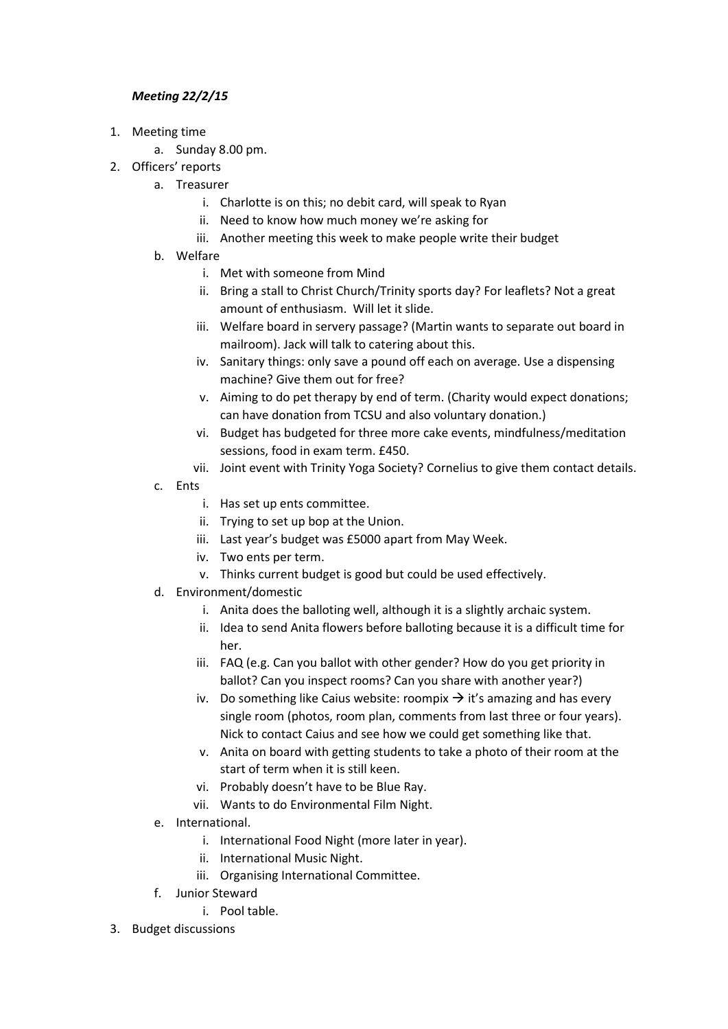***Meeting 22/2/15***

1. Meeting time
    a. Sunday 8.00 pm.
2. Officers' reports
    a. Treasurer
        i. Charlotte is on this; no debit card, will speak to Ryan
        ii. Need to know how much money we're asking for
        iii. Another meeting this week to make people write their budget
    b. Welfare
        i. Met with someone from Mind
        ii. Bring a stall to Christ Church/Trinity sports day? For leaflets? Not a great amount of enthusiasm. Will let it slide.
        iii. Welfare board in servery passage? (Martin wants to separate out board in mailroom). Jack will talk to catering about this.
        iv. Sanitary things: only save a pound off each on average. Use a dispensing machine? Give them out for free?
        v. Aiming to do pet therapy by end of term. (Charity would expect donations; can have donation from TCSU and also voluntary donation.)
        vi. Budget has budgeted for three more cake events, mindfulness/meditation sessions, food in exam term. £450.
        vii. Joint event with Trinity Yoga Society? Cornelius to give them contact details.
    c. Ents
        i. Has set up ents committee.
        ii. Trying to set up bop at the Union.
        iii. Last year's budget was £5000 apart from May Week.
        iv. Two ents per term.
        v. Thinks current budget is good but could be used effectively.
    d. Environment/domestic
        i. Anita does the balloting well, although it is a slightly archaic system.
        ii. Idea to send Anita flowers before balloting because it is a difficult time for her.
        iii. FAQ (e.g. Can you ballot with other gender? How do you get priority in ballot? Can you inspect rooms? Can you share with another year?)
        iv. Do something like Caius website: roompix → it's amazing and has every single room (photos, room plan, comments from last three or four years). Nick to contact Caius and see how we could get something like that.
        v. Anita on board with getting students to take a photo of their room at the start of term when it is still keen.
        vi. Probably doesn't have to be Blue Ray.
        vii. Wants to do Environmental Film Night.
    e. International.
        i. International Food Night (more later in year).
        ii. International Music Night.
        iii. Organising International Committee.
    f. Junior Steward
        i. Pool table.
3. Budget discussions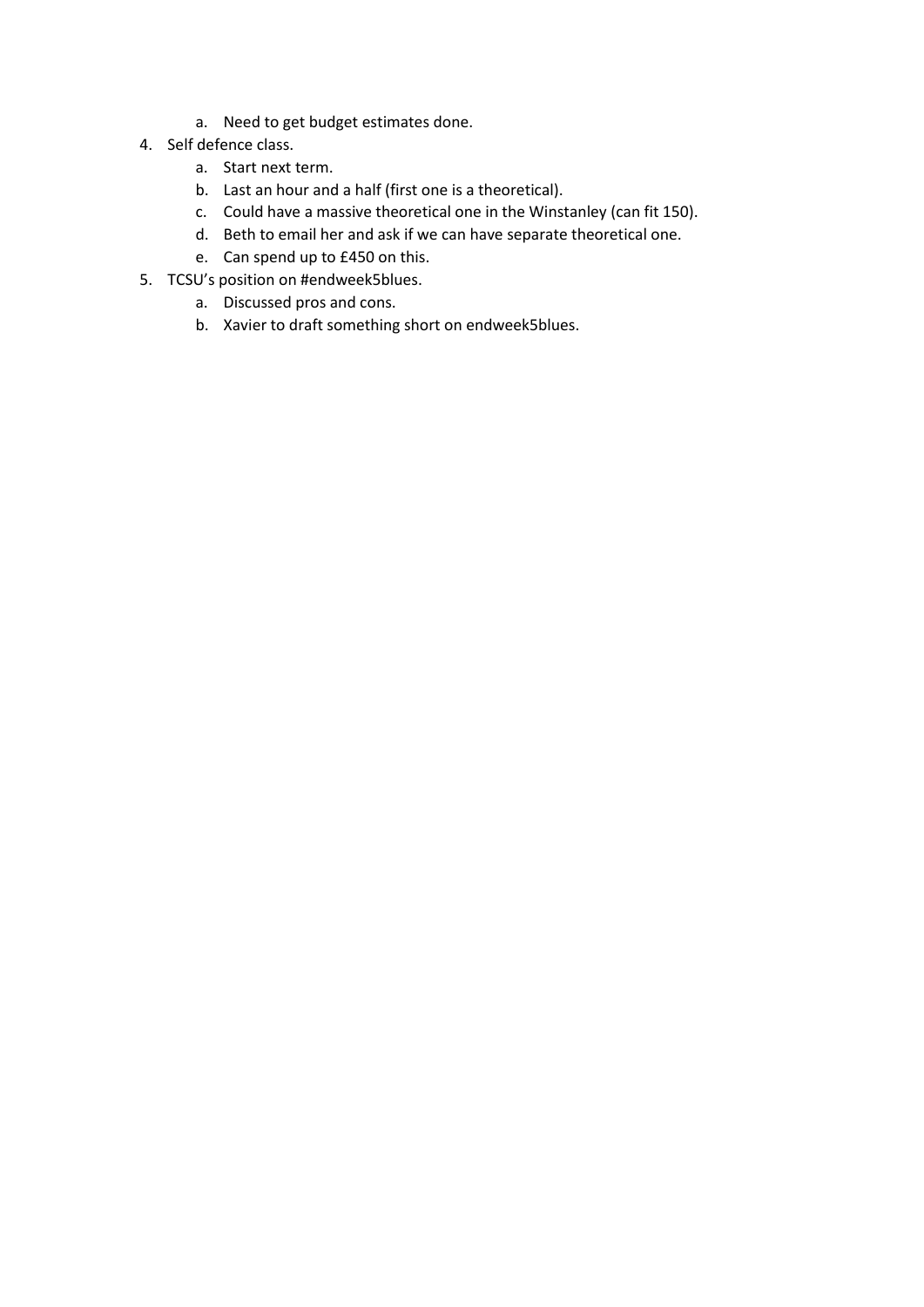a. Need to get budget estimates done.

4. Self defence class.
   a. Start next term.
   b. Last an hour and a half (first one is a theoretical).
   c. Could have a massive theoretical one in the Winstanley (can fit 150).
   d. Beth to email her and ask if we can have separate theoretical one.
   e. Can spend up to £450 on this.
5. TCSU's position on #endweek5blues.
   a. Discussed pros and cons.
   b. Xavier to draft something short on endweek5blues.